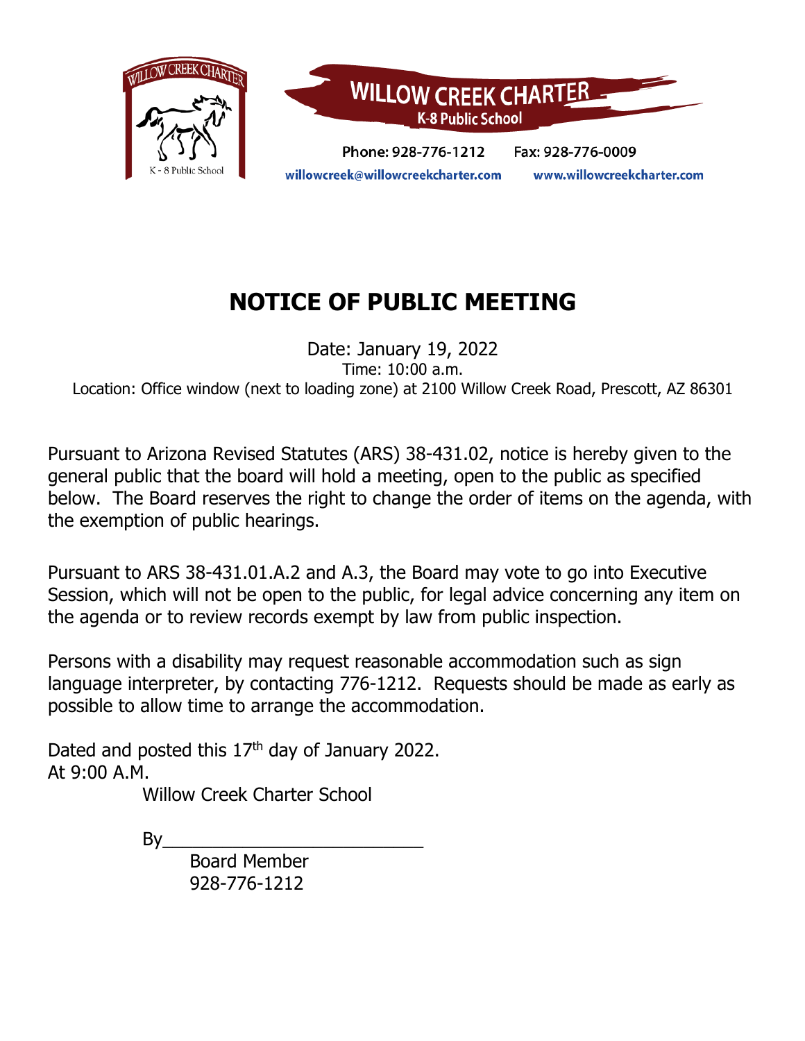WILLOW CREEK CHARTER
K-8 Public School

Phone: 928-776-1212 Fax: 928-776-0009
willowcreek@willowcreekcharter.com www.willowcreekcharter.com

# NOTICE OF PUBLIC MEETING

Date: January 19, 2022
Time: 10:00 a.m.
Location: Office window (next to loading zone) at 2100 Willow Creek Road, Prescott, AZ 86301

Pursuant to Arizona Revised Statutes (ARS) 38-431.02, notice is hereby given to the general public that the board will hold a meeting, open to the public as specified below. The Board reserves the right to change the order of items on the agenda, with the exemption of public hearings.

Pursuant to ARS 38-431.01.A.2 and A.3, the Board may vote to go into Executive Session, which will not be open to the public, for legal advice concerning any item on the agenda or to review records exempt by law from public inspection.

Persons with a disability may request reasonable accommodation such as sign language interpreter, by contacting 776-1212. Requests should be made as early as possible to allow time to arrange the accommodation.

Dated and posted this 17th day of January 2022.
At 9:00 A.M.

Willow Creek Charter School

By__________________________

Board Member
928-776-1212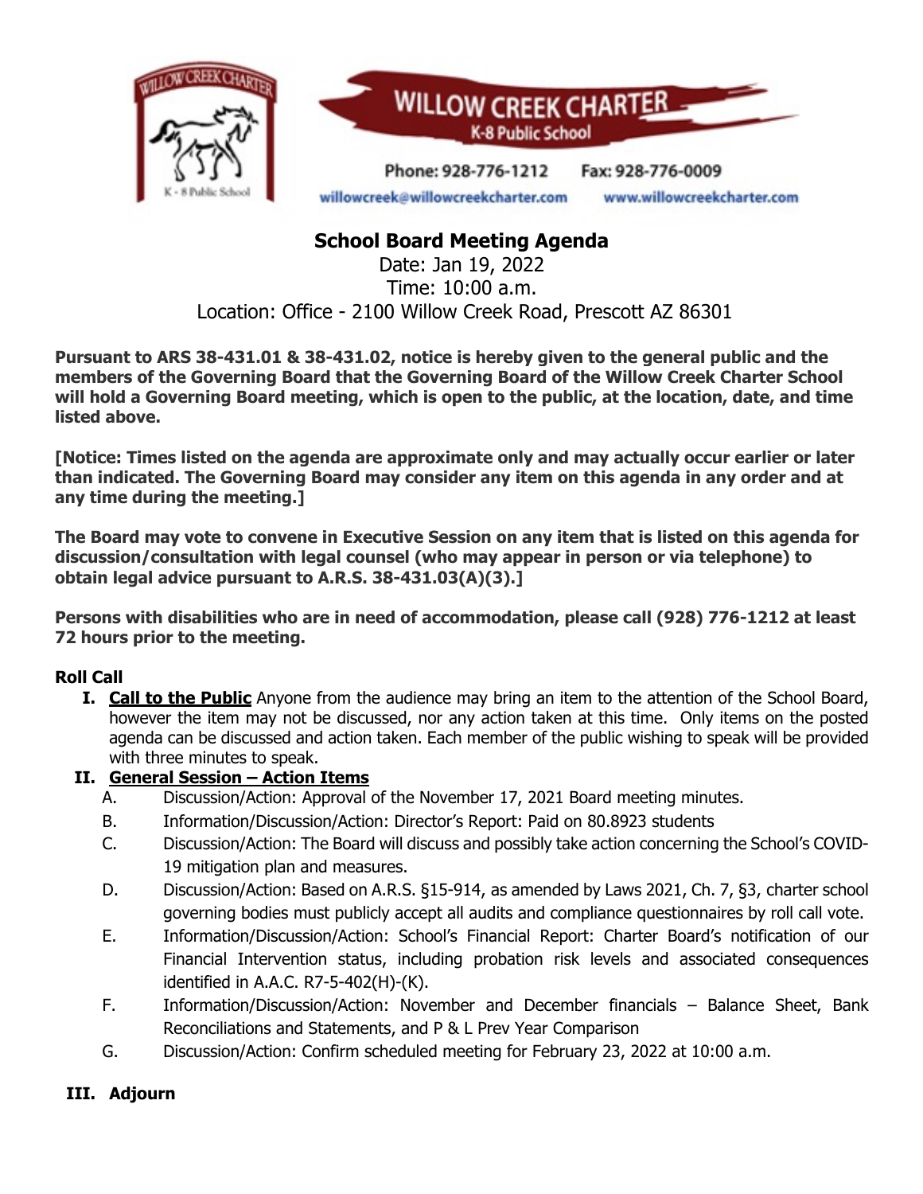WILLOW CREEK CHARTER

K-8 Public School

Phone: 928-776-1212 Fax: 928-776-0009

willowcreek@willowcreekcharter.com www.willowcreekcharter.com

# School Board Meeting Agenda

Date: Jan 19, 2022

Time: 10:00 a.m.

Location: Office - 2100 Willow Creek Road, Prescott AZ 86301

**Pursuant to ARS 38-431.01 & 38-431.02, notice is hereby given to the general public and the members of the Governing Board that the Governing Board of the Willow Creek Charter School will hold a Governing Board meeting, which is open to the public, at the location, date, and time listed above.**

**[Notice: Times listed on the agenda are approximate only and may actually occur earlier or later than indicated. The Governing Board may consider any item on this agenda in any order and at any time during the meeting.]**

**The Board may vote to convene in Executive Session on any item that is listed on this agenda for discussion/consultation with legal counsel (who may appear in person or via telephone) to obtain legal advice pursuant to A.R.S. 38-431.03(A)(3).]**

**Persons with disabilities who are in need of accommodation, please call (928) 776-1212 at least 72 hours prior to the meeting.**

**Roll Call**

**I. Call to the Public** Anyone from the audience may bring an item to the attention of the School Board, however the item may not be discussed, nor any action taken at this time. Only items on the posted agenda can be discussed and action taken. Each member of the public wishing to speak will be provided with three minutes to speak.

**II. General Session – Action Items**

A. Discussion/Action: Approval of the November 17, 2021 Board meeting minutes.

B. Information/Discussion/Action: Director's Report: Paid on 80.8923 students

C. Discussion/Action: The Board will discuss and possibly take action concerning the School's COVID-19 mitigation plan and measures.

D. Discussion/Action: Based on A.R.S. §15-914, as amended by Laws 2021, Ch. 7, §3, charter school governing bodies must publicly accept all audits and compliance questionnaires by roll call vote.

E. Information/Discussion/Action: School's Financial Report: Charter Board's notification of our Financial Intervention status, including probation risk levels and associated consequences identified in A.A.C. R7-5-402(H)-(K).

F. Information/Discussion/Action: November and December financials – Balance Sheet, Bank Reconciliations and Statements, and P & L Prev Year Comparison

G. Discussion/Action: Confirm scheduled meeting for February 23, 2022 at 10:00 a.m.

**III. Adjourn**